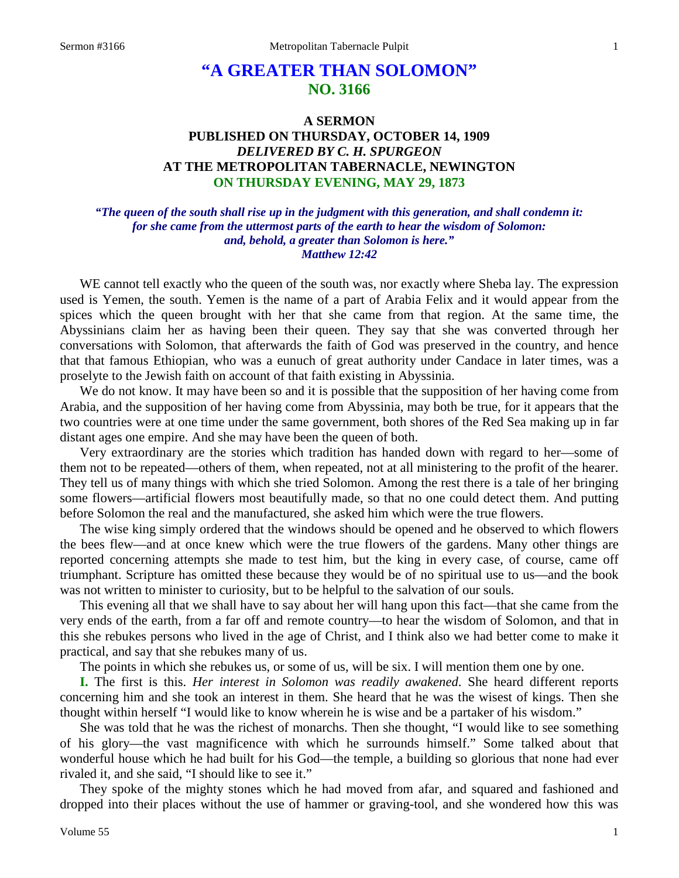# "A GREATER THAN SOLOMON"
## NO. 3166

### A SERMON
### PUBLISHED ON THURSDAY, OCTOBER 14, 1909
### *DELIVERED BY C. H. SPURGEON*
### AT THE METROPOLITAN TABERNACLE, NEWINGTON
### ON THURSDAY EVENING, MAY 29, 1873

***"The queen of the south shall rise up in the judgment with this generation, and shall condemn it: for she came from the uttermost parts of the earth to hear the wisdom of Solomon: and, behold, a greater than Solomon is here." Matthew 12:42***

WE cannot tell exactly who the queen of the south was, nor exactly where Sheba lay. The expression used is Yemen, the south. Yemen is the name of a part of Arabia Felix and it would appear from the spices which the queen brought with her that she came from that region. At the same time, the Abyssinians claim her as having been their queen. They say that she was converted through her conversations with Solomon, that afterwards the faith of God was preserved in the country, and hence that that famous Ethiopian, who was a eunuch of great authority under Candace in later times, was a proselyte to the Jewish faith on account of that faith existing in Abyssinia.

We do not know. It may have been so and it is possible that the supposition of her having come from Arabia, and the supposition of her having come from Abyssinia, may both be true, for it appears that the two countries were at one time under the same government, both shores of the Red Sea making up in far distant ages one empire. And she may have been the queen of both.

Very extraordinary are the stories which tradition has handed down with regard to her—some of them not to be repeated—others of them, when repeated, not at all ministering to the profit of the hearer. They tell us of many things with which she tried Solomon. Among the rest there is a tale of her bringing some flowers—artificial flowers most beautifully made, so that no one could detect them. And putting before Solomon the real and the manufactured, she asked him which were the true flowers.

The wise king simply ordered that the windows should be opened and he observed to which flowers the bees flew—and at once knew which were the true flowers of the gardens. Many other things are reported concerning attempts she made to test him, but the king in every case, of course, came off triumphant. Scripture has omitted these because they would be of no spiritual use to us—and the book was not written to minister to curiosity, but to be helpful to the salvation of our souls.

This evening all that we shall have to say about her will hang upon this fact—that she came from the very ends of the earth, from a far off and remote country—to hear the wisdom of Solomon, and that in this she rebukes persons who lived in the age of Christ, and I think also we had better come to make it practical, and say that she rebukes many of us.

The points in which she rebukes us, or some of us, will be six. I will mention them one by one.

**I.** The first is this. *Her interest in Solomon was readily awakened*. She heard different reports concerning him and she took an interest in them. She heard that he was the wisest of kings. Then she thought within herself "I would like to know wherein he is wise and be a partaker of his wisdom."

She was told that he was the richest of monarchs. Then she thought, "I would like to see something of his glory—the vast magnificence with which he surrounds himself." Some talked about that wonderful house which he had built for his God—the temple, a building so glorious that none had ever rivaled it, and she said, "I should like to see it."

They spoke of the mighty stones which he had moved from afar, and squared and fashioned and dropped into their places without the use of hammer or graving-tool, and she wondered how this was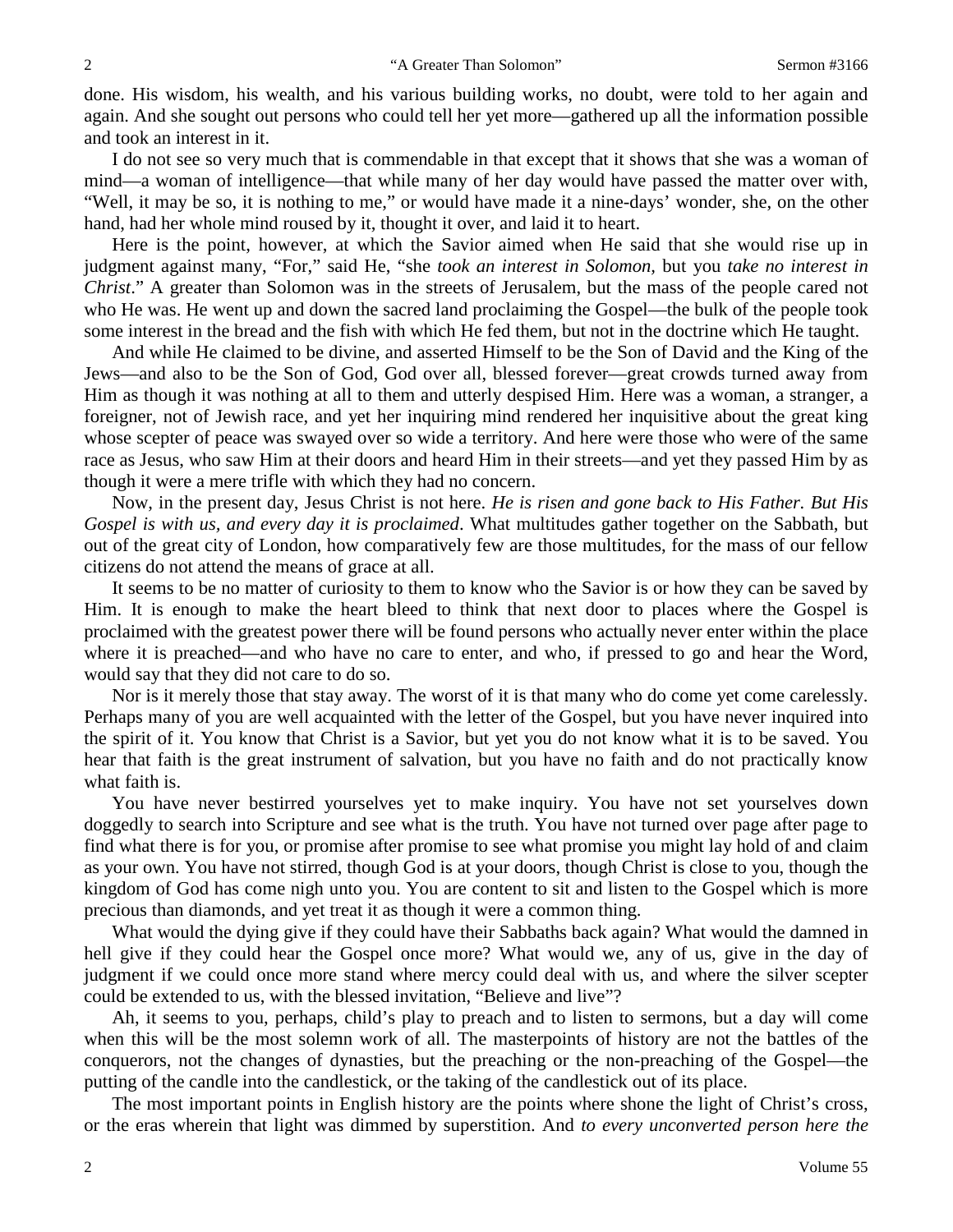done. His wisdom, his wealth, and his various building works, no doubt, were told to her again and again. And she sought out persons who could tell her yet more—gathered up all the information possible and took an interest in it.

I do not see so very much that is commendable in that except that it shows that she was a woman of mind—a woman of intelligence—that while many of her day would have passed the matter over with, "Well, it may be so, it is nothing to me," or would have made it a nine-days' wonder, she, on the other hand, had her whole mind roused by it, thought it over, and laid it to heart.

Here is the point, however, at which the Savior aimed when He said that she would rise up in judgment against many, "For," said He, "she *took an interest in Solomon,* but you *take no interest in Christ*." A greater than Solomon was in the streets of Jerusalem, but the mass of the people cared not who He was. He went up and down the sacred land proclaiming the Gospel—the bulk of the people took some interest in the bread and the fish with which He fed them, but not in the doctrine which He taught.

And while He claimed to be divine, and asserted Himself to be the Son of David and the King of the Jews—and also to be the Son of God, God over all, blessed forever—great crowds turned away from Him as though it was nothing at all to them and utterly despised Him. Here was a woman, a stranger, a foreigner, not of Jewish race, and yet her inquiring mind rendered her inquisitive about the great king whose scepter of peace was swayed over so wide a territory. And here were those who were of the same race as Jesus, who saw Him at their doors and heard Him in their streets—and yet they passed Him by as though it were a mere trifle with which they had no concern.

Now, in the present day, Jesus Christ is not here. *He is risen and gone back to His Father. But His Gospel is with us, and every day it is proclaimed*. What multitudes gather together on the Sabbath, but out of the great city of London, how comparatively few are those multitudes, for the mass of our fellow citizens do not attend the means of grace at all.

It seems to be no matter of curiosity to them to know who the Savior is or how they can be saved by Him. It is enough to make the heart bleed to think that next door to places where the Gospel is proclaimed with the greatest power there will be found persons who actually never enter within the place where it is preached—and who have no care to enter, and who, if pressed to go and hear the Word, would say that they did not care to do so.

Nor is it merely those that stay away. The worst of it is that many who do come yet come carelessly. Perhaps many of you are well acquainted with the letter of the Gospel, but you have never inquired into the spirit of it. You know that Christ is a Savior, but yet you do not know what it is to be saved. You hear that faith is the great instrument of salvation, but you have no faith and do not practically know what faith is.

You have never bestirred yourselves yet to make inquiry. You have not set yourselves down doggedly to search into Scripture and see what is the truth. You have not turned over page after page to find what there is for you, or promise after promise to see what promise you might lay hold of and claim as your own. You have not stirred, though God is at your doors, though Christ is close to you, though the kingdom of God has come nigh unto you. You are content to sit and listen to the Gospel which is more precious than diamonds, and yet treat it as though it were a common thing.

What would the dying give if they could have their Sabbaths back again? What would the damned in hell give if they could hear the Gospel once more? What would we, any of us, give in the day of judgment if we could once more stand where mercy could deal with us, and where the silver scepter could be extended to us, with the blessed invitation, "Believe and live"?

Ah, it seems to you, perhaps, child's play to preach and to listen to sermons, but a day will come when this will be the most solemn work of all. The masterpoints of history are not the battles of the conquerors, not the changes of dynasties, but the preaching or the non-preaching of the Gospel—the putting of the candle into the candlestick, or the taking of the candlestick out of its place.

The most important points in English history are the points where shone the light of Christ's cross, or the eras wherein that light was dimmed by superstition. And *to every unconverted person here the*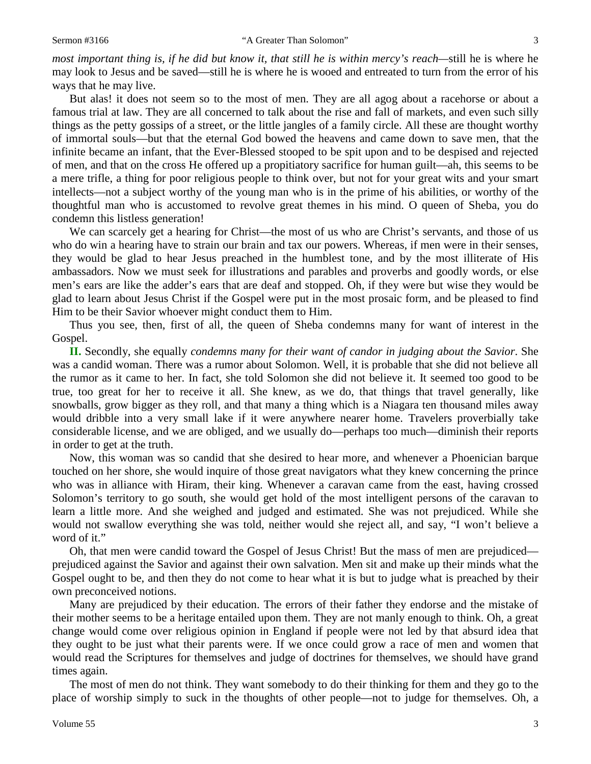*most important thing is, if he did but know it, that still he is within mercy's reach*—still he is where he may look to Jesus and be saved—still he is where he is wooed and entreated to turn from the error of his ways that he may live.

But alas! it does not seem so to the most of men. They are all agog about a racehorse or about a famous trial at law. They are all concerned to talk about the rise and fall of markets, and even such silly things as the petty gossips of a street, or the little jangles of a family circle. All these are thought worthy of immortal souls—but that the eternal God bowed the heavens and came down to save men, that the infinite became an infant, that the Ever-Blessed stooped to be spit upon and to be despised and rejected of men, and that on the cross He offered up a propitiatory sacrifice for human guilt—ah, this seems to be a mere trifle, a thing for poor religious people to think over, but not for your great wits and your smart intellects—not a subject worthy of the young man who is in the prime of his abilities, or worthy of the thoughtful man who is accustomed to revolve great themes in his mind. O queen of Sheba, you do condemn this listless generation!

We can scarcely get a hearing for Christ—the most of us who are Christ's servants, and those of us who do win a hearing have to strain our brain and tax our powers. Whereas, if men were in their senses, they would be glad to hear Jesus preached in the humblest tone, and by the most illiterate of His ambassadors. Now we must seek for illustrations and parables and proverbs and goodly words, or else men's ears are like the adder's ears that are deaf and stopped. Oh, if they were but wise they would be glad to learn about Jesus Christ if the Gospel were put in the most prosaic form, and be pleased to find Him to be their Savior whoever might conduct them to Him.

Thus you see, then, first of all, the queen of Sheba condemns many for want of interest in the Gospel.

**II.** Secondly, she equally *condemns many for their want of candor in judging about the Savior*. She was a candid woman. There was a rumor about Solomon. Well, it is probable that she did not believe all the rumor as it came to her. In fact, she told Solomon she did not believe it. It seemed too good to be true, too great for her to receive it all. She knew, as we do, that things that travel generally, like snowballs, grow bigger as they roll, and that many a thing which is a Niagara ten thousand miles away would dribble into a very small lake if it were anywhere nearer home. Travelers proverbially take considerable license, and we are obliged, and we usually do—perhaps too much—diminish their reports in order to get at the truth.

Now, this woman was so candid that she desired to hear more, and whenever a Phoenician barque touched on her shore, she would inquire of those great navigators what they knew concerning the prince who was in alliance with Hiram, their king. Whenever a caravan came from the east, having crossed Solomon's territory to go south, she would get hold of the most intelligent persons of the caravan to learn a little more. And she weighed and judged and estimated. She was not prejudiced. While she would not swallow everything she was told, neither would she reject all, and say, "I won't believe a word of it."

Oh, that men were candid toward the Gospel of Jesus Christ! But the mass of men are prejudiced—prejudiced against the Savior and against their own salvation. Men sit and make up their minds what the Gospel ought to be, and then they do not come to hear what it is but to judge what is preached by their own preconceived notions.

Many are prejudiced by their education. The errors of their father they endorse and the mistake of their mother seems to be a heritage entailed upon them. They are not manly enough to think. Oh, a great change would come over religious opinion in England if people were not led by that absurd idea that they ought to be just what their parents were. If we once could grow a race of men and women that would read the Scriptures for themselves and judge of doctrines for themselves, we should have grand times again.

The most of men do not think. They want somebody to do their thinking for them and they go to the place of worship simply to suck in the thoughts of other people—not to judge for themselves. Oh, a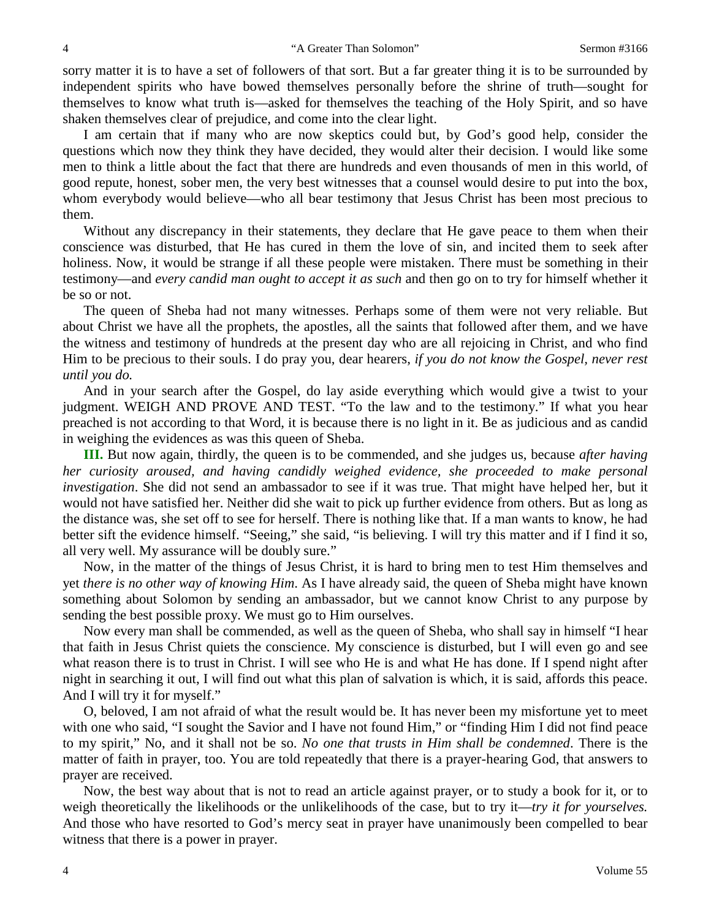sorry matter it is to have a set of followers of that sort. But a far greater thing it is to be surrounded by independent spirits who have bowed themselves personally before the shrine of truth—sought for themselves to know what truth is—asked for themselves the teaching of the Holy Spirit, and so have shaken themselves clear of prejudice, and come into the clear light.

I am certain that if many who are now skeptics could but, by God's good help, consider the questions which now they think they have decided, they would alter their decision. I would like some men to think a little about the fact that there are hundreds and even thousands of men in this world, of good repute, honest, sober men, the very best witnesses that a counsel would desire to put into the box, whom everybody would believe—who all bear testimony that Jesus Christ has been most precious to them.

Without any discrepancy in their statements, they declare that He gave peace to them when their conscience was disturbed, that He has cured in them the love of sin, and incited them to seek after holiness. Now, it would be strange if all these people were mistaken. There must be something in their testimony—and *every candid man ought to accept it as such* and then go on to try for himself whether it be so or not.

The queen of Sheba had not many witnesses. Perhaps some of them were not very reliable. But about Christ we have all the prophets, the apostles, all the saints that followed after them, and we have the witness and testimony of hundreds at the present day who are all rejoicing in Christ, and who find Him to be precious to their souls. I do pray you, dear hearers, *if you do not know the Gospel, never rest until you do.*

And in your search after the Gospel, do lay aside everything which would give a twist to your judgment. WEIGH AND PROVE AND TEST. "To the law and to the testimony." If what you hear preached is not according to that Word, it is because there is no light in it. Be as judicious and as candid in weighing the evidences as was this queen of Sheba.

**III.** But now again, thirdly, the queen is to be commended, and she judges us, because *after having her curiosity aroused, and having candidly weighed evidence, she proceeded to make personal investigation*. She did not send an ambassador to see if it was true. That might have helped her, but it would not have satisfied her. Neither did she wait to pick up further evidence from others. But as long as the distance was, she set off to see for herself. There is nothing like that. If a man wants to know, he had better sift the evidence himself. "Seeing," she said, "is believing. I will try this matter and if I find it so, all very well. My assurance will be doubly sure."

Now, in the matter of the things of Jesus Christ, it is hard to bring men to test Him themselves and yet *there is no other way of knowing Him*. As I have already said, the queen of Sheba might have known something about Solomon by sending an ambassador, but we cannot know Christ to any purpose by sending the best possible proxy. We must go to Him ourselves.

Now every man shall be commended, as well as the queen of Sheba, who shall say in himself "I hear that faith in Jesus Christ quiets the conscience. My conscience is disturbed, but I will even go and see what reason there is to trust in Christ. I will see who He is and what He has done. If I spend night after night in searching it out, I will find out what this plan of salvation is which, it is said, affords this peace. And I will try it for myself."

O, beloved, I am not afraid of what the result would be. It has never been my misfortune yet to meet with one who said, "I sought the Savior and I have not found Him," or "finding Him I did not find peace to my spirit," No, and it shall not be so. *No one that trusts in Him shall be condemned*. There is the matter of faith in prayer, too. You are told repeatedly that there is a prayer-hearing God, that answers to prayer are received.

Now, the best way about that is not to read an article against prayer, or to study a book for it, or to weigh theoretically the likelihoods or the unlikelihoods of the case, but to try it—*try it for yourselves.* And those who have resorted to God's mercy seat in prayer have unanimously been compelled to bear witness that there is a power in prayer.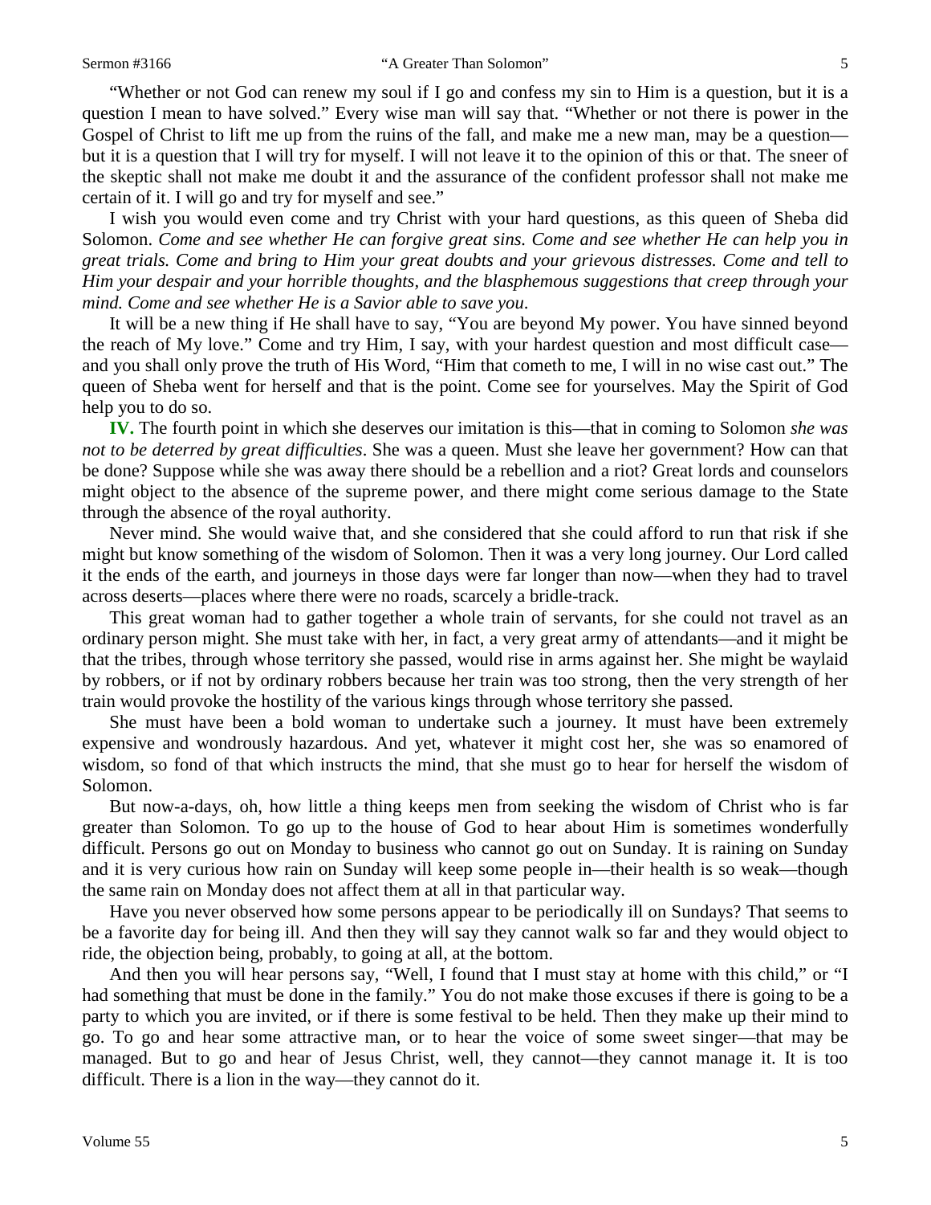"Whether or not God can renew my soul if I go and confess my sin to Him is a question, but it is a question I mean to have solved." Every wise man will say that. "Whether or not there is power in the Gospel of Christ to lift me up from the ruins of the fall, and make me a new man, may be a question—but it is a question that I will try for myself. I will not leave it to the opinion of this or that. The sneer of the skeptic shall not make me doubt it and the assurance of the confident professor shall not make me certain of it. I will go and try for myself and see."

I wish you would even come and try Christ with your hard questions, as this queen of Sheba did Solomon. *Come and see whether He can forgive great sins. Come and see whether He can help you in great trials. Come and bring to Him your great doubts and your grievous distresses. Come and tell to Him your despair and your horrible thoughts, and the blasphemous suggestions that creep through your mind. Come and see whether He is a Savior able to save you*.

It will be a new thing if He shall have to say, "You are beyond My power. You have sinned beyond the reach of My love." Come and try Him, I say, with your hardest question and most difficult case—and you shall only prove the truth of His Word, "Him that cometh to me, I will in no wise cast out." The queen of Sheba went for herself and that is the point. Come see for yourselves. May the Spirit of God help you to do so.

**IV.** The fourth point in which she deserves our imitation is this—that in coming to Solomon *she was not to be deterred by great difficulties*. She was a queen. Must she leave her government? How can that be done? Suppose while she was away there should be a rebellion and a riot? Great lords and counselors might object to the absence of the supreme power, and there might come serious damage to the State through the absence of the royal authority.

Never mind. She would waive that, and she considered that she could afford to run that risk if she might but know something of the wisdom of Solomon. Then it was a very long journey. Our Lord called it the ends of the earth, and journeys in those days were far longer than now—when they had to travel across deserts—places where there were no roads, scarcely a bridle-track.

This great woman had to gather together a whole train of servants, for she could not travel as an ordinary person might. She must take with her, in fact, a very great army of attendants—and it might be that the tribes, through whose territory she passed, would rise in arms against her. She might be waylaid by robbers, or if not by ordinary robbers because her train was too strong, then the very strength of her train would provoke the hostility of the various kings through whose territory she passed.

She must have been a bold woman to undertake such a journey. It must have been extremely expensive and wondrously hazardous. And yet, whatever it might cost her, she was so enamored of wisdom, so fond of that which instructs the mind, that she must go to hear for herself the wisdom of Solomon.

But now-a-days, oh, how little a thing keeps men from seeking the wisdom of Christ who is far greater than Solomon. To go up to the house of God to hear about Him is sometimes wonderfully difficult. Persons go out on Monday to business who cannot go out on Sunday. It is raining on Sunday and it is very curious how rain on Sunday will keep some people in—their health is so weak—though the same rain on Monday does not affect them at all in that particular way.

Have you never observed how some persons appear to be periodically ill on Sundays? That seems to be a favorite day for being ill. And then they will say they cannot walk so far and they would object to ride, the objection being, probably, to going at all, at the bottom.

And then you will hear persons say, "Well, I found that I must stay at home with this child," or "I had something that must be done in the family." You do not make those excuses if there is going to be a party to which you are invited, or if there is some festival to be held. Then they make up their mind to go. To go and hear some attractive man, or to hear the voice of some sweet singer—that may be managed. But to go and hear of Jesus Christ, well, they cannot—they cannot manage it. It is too difficult. There is a lion in the way—they cannot do it.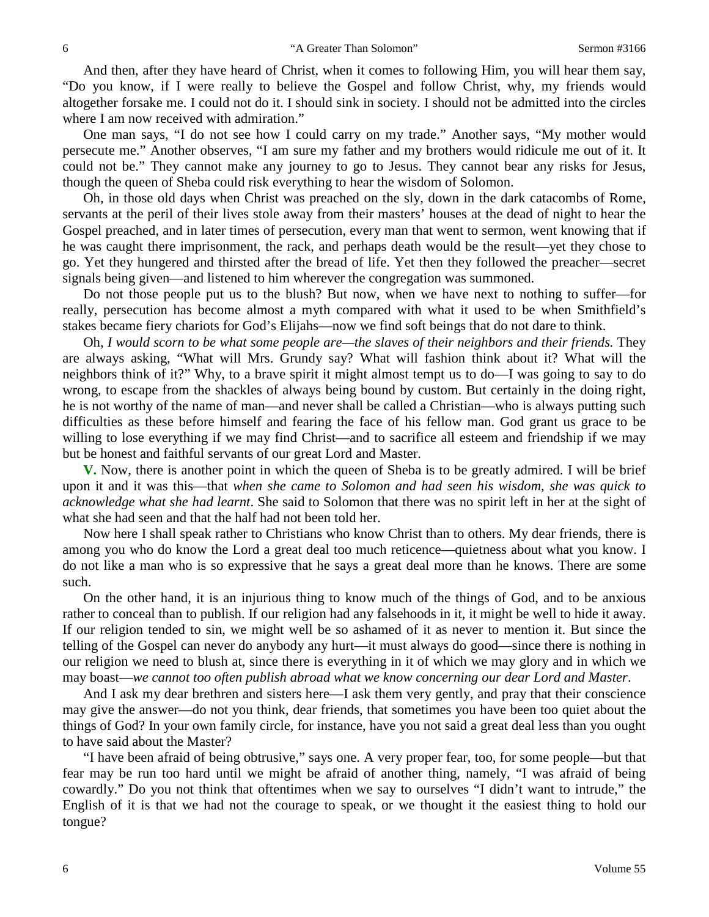And then, after they have heard of Christ, when it comes to following Him, you will hear them say, "Do you know, if I were really to believe the Gospel and follow Christ, why, my friends would altogether forsake me. I could not do it. I should sink in society. I should not be admitted into the circles where I am now received with admiration."

One man says, "I do not see how I could carry on my trade." Another says, "My mother would persecute me." Another observes, "I am sure my father and my brothers would ridicule me out of it. It could not be." They cannot make any journey to go to Jesus. They cannot bear any risks for Jesus, though the queen of Sheba could risk everything to hear the wisdom of Solomon.

Oh, in those old days when Christ was preached on the sly, down in the dark catacombs of Rome, servants at the peril of their lives stole away from their masters' houses at the dead of night to hear the Gospel preached, and in later times of persecution, every man that went to sermon, went knowing that if he was caught there imprisonment, the rack, and perhaps death would be the result—yet they chose to go. Yet they hungered and thirsted after the bread of life. Yet then they followed the preacher—secret signals being given—and listened to him wherever the congregation was summoned.

Do not those people put us to the blush? But now, when we have next to nothing to suffer—for really, persecution has become almost a myth compared with what it used to be when Smithfield's stakes became fiery chariots for God's Elijahs—now we find soft beings that do not dare to think.

Oh, *I would scorn to be what some people are—the slaves of their neighbors and their friends.* They are always asking, "What will Mrs. Grundy say? What will fashion think about it? What will the neighbors think of it?" Why, to a brave spirit it might almost tempt us to do—I was going to say to do wrong, to escape from the shackles of always being bound by custom. But certainly in the doing right, he is not worthy of the name of man—and never shall be called a Christian—who is always putting such difficulties as these before himself and fearing the face of his fellow man. God grant us grace to be willing to lose everything if we may find Christ—and to sacrifice all esteem and friendship if we may but be honest and faithful servants of our great Lord and Master.

**V.** Now, there is another point in which the queen of Sheba is to be greatly admired. I will be brief upon it and it was this—that *when she came to Solomon and had seen his wisdom, she was quick to acknowledge what she had learnt*. She said to Solomon that there was no spirit left in her at the sight of what she had seen and that the half had not been told her.

Now here I shall speak rather to Christians who know Christ than to others. My dear friends, there is among you who do know the Lord a great deal too much reticence—quietness about what you know. I do not like a man who is so expressive that he says a great deal more than he knows. There are some such.

On the other hand, it is an injurious thing to know much of the things of God, and to be anxious rather to conceal than to publish. If our religion had any falsehoods in it, it might be well to hide it away. If our religion tended to sin, we might well be so ashamed of it as never to mention it. But since the telling of the Gospel can never do anybody any hurt—it must always do good—since there is nothing in our religion we need to blush at, since there is everything in it of which we may glory and in which we may boast—*we cannot too often publish abroad what we know concerning our dear Lord and Master*.

And I ask my dear brethren and sisters here—I ask them very gently, and pray that their conscience may give the answer—do not you think, dear friends, that sometimes you have been too quiet about the things of God? In your own family circle, for instance, have you not said a great deal less than you ought to have said about the Master?

"I have been afraid of being obtrusive," says one. A very proper fear, too, for some people—but that fear may be run too hard until we might be afraid of another thing, namely, "I was afraid of being cowardly." Do you not think that oftentimes when we say to ourselves "I didn't want to intrude," the English of it is that we had not the courage to speak, or we thought it the easiest thing to hold our tongue?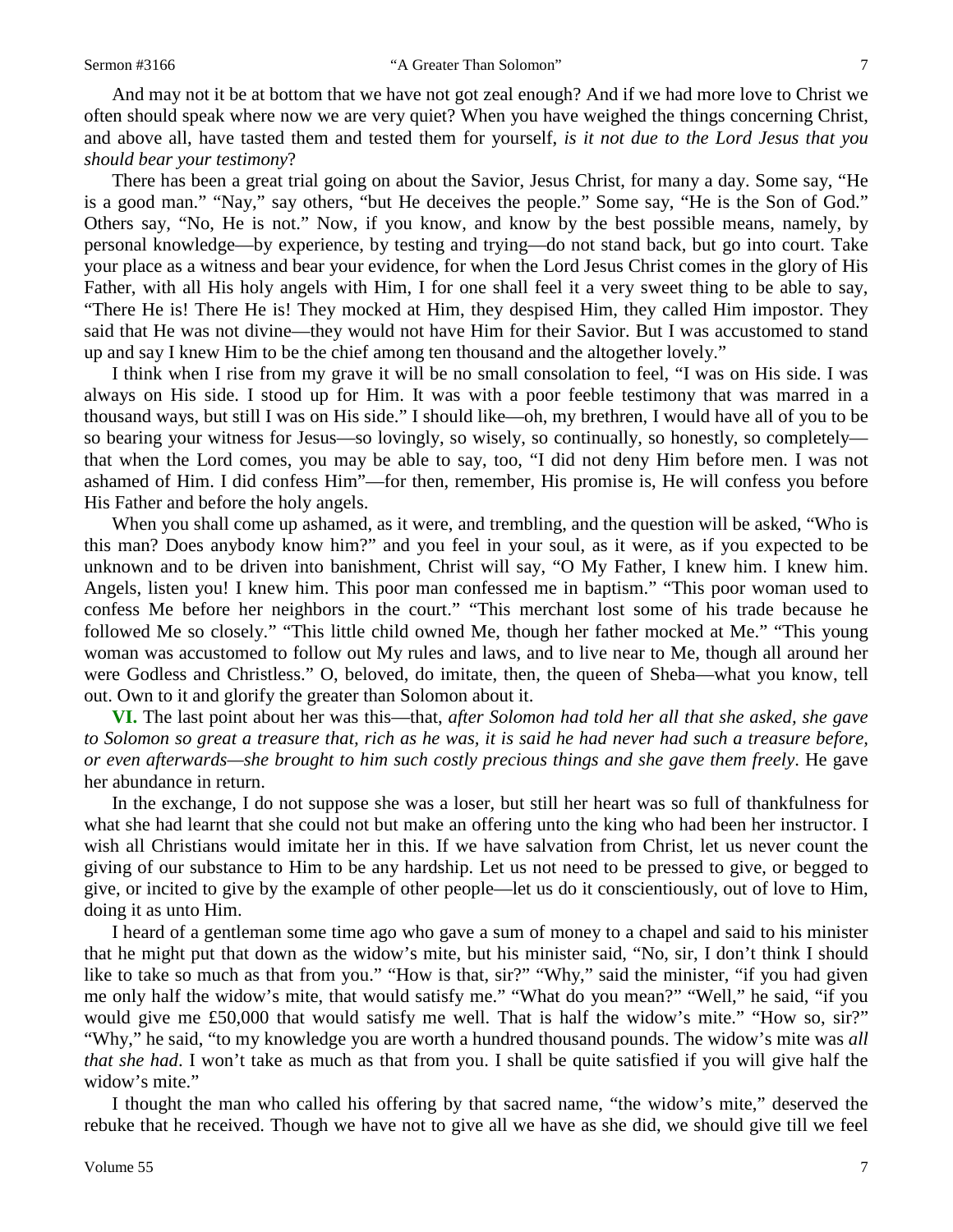And may not it be at bottom that we have not got zeal enough? And if we had more love to Christ we often should speak where now we are very quiet? When you have weighed the things concerning Christ, and above all, have tasted them and tested them for yourself, *is it not due to the Lord Jesus that you should bear your testimony*?

There has been a great trial going on about the Savior, Jesus Christ, for many a day. Some say, "He is a good man." "Nay," say others, "but He deceives the people." Some say, "He is the Son of God." Others say, "No, He is not." Now, if you know, and know by the best possible means, namely, by personal knowledge—by experience, by testing and trying—do not stand back, but go into court. Take your place as a witness and bear your evidence, for when the Lord Jesus Christ comes in the glory of His Father, with all His holy angels with Him, I for one shall feel it a very sweet thing to be able to say, "There He is! There He is! They mocked at Him, they despised Him, they called Him impostor. They said that He was not divine—they would not have Him for their Savior. But I was accustomed to stand up and say I knew Him to be the chief among ten thousand and the altogether lovely."

I think when I rise from my grave it will be no small consolation to feel, "I was on His side. I was always on His side. I stood up for Him. It was with a poor feeble testimony that was marred in a thousand ways, but still I was on His side." I should like—oh, my brethren, I would have all of you to be so bearing your witness for Jesus—so lovingly, so wisely, so continually, so honestly, so completely—that when the Lord comes, you may be able to say, too, "I did not deny Him before men. I was not ashamed of Him. I did confess Him"—for then, remember, His promise is, He will confess you before His Father and before the holy angels.

When you shall come up ashamed, as it were, and trembling, and the question will be asked, "Who is this man? Does anybody know him?" and you feel in your soul, as it were, as if you expected to be unknown and to be driven into banishment, Christ will say, "O My Father, I knew him. I knew him. Angels, listen you! I knew him. This poor man confessed me in baptism." "This poor woman used to confess Me before her neighbors in the court." "This merchant lost some of his trade because he followed Me so closely." "This little child owned Me, though her father mocked at Me." "This young woman was accustomed to follow out My rules and laws, and to live near to Me, though all around her were Godless and Christless." O, beloved, do imitate, then, the queen of Sheba—what you know, tell out. Own to it and glorify the greater than Solomon about it.

**VI.** The last point about her was this—that, *after Solomon had told her all that she asked, she gave to Solomon so great a treasure that, rich as he was, it is said he had never had such a treasure before, or even afterwards—she brought to him such costly precious things and she gave them freely*. He gave her abundance in return.

In the exchange, I do not suppose she was a loser, but still her heart was so full of thankfulness for what she had learnt that she could not but make an offering unto the king who had been her instructor. I wish all Christians would imitate her in this. If we have salvation from Christ, let us never count the giving of our substance to Him to be any hardship. Let us not need to be pressed to give, or begged to give, or incited to give by the example of other people—let us do it conscientiously, out of love to Him, doing it as unto Him.

I heard of a gentleman some time ago who gave a sum of money to a chapel and said to his minister that he might put that down as the widow's mite, but his minister said, "No, sir, I don't think I should like to take so much as that from you." "How is that, sir?" "Why," said the minister, "if you had given me only half the widow's mite, that would satisfy me." "What do you mean?" "Well," he said, "if you would give me £50,000 that would satisfy me well. That is half the widow's mite." "How so, sir?" "Why," he said, "to my knowledge you are worth a hundred thousand pounds. The widow's mite was *all that she had*. I won't take as much as that from you. I shall be quite satisfied if you will give half the widow's mite."

I thought the man who called his offering by that sacred name, "the widow's mite," deserved the rebuke that he received. Though we have not to give all we have as she did, we should give till we feel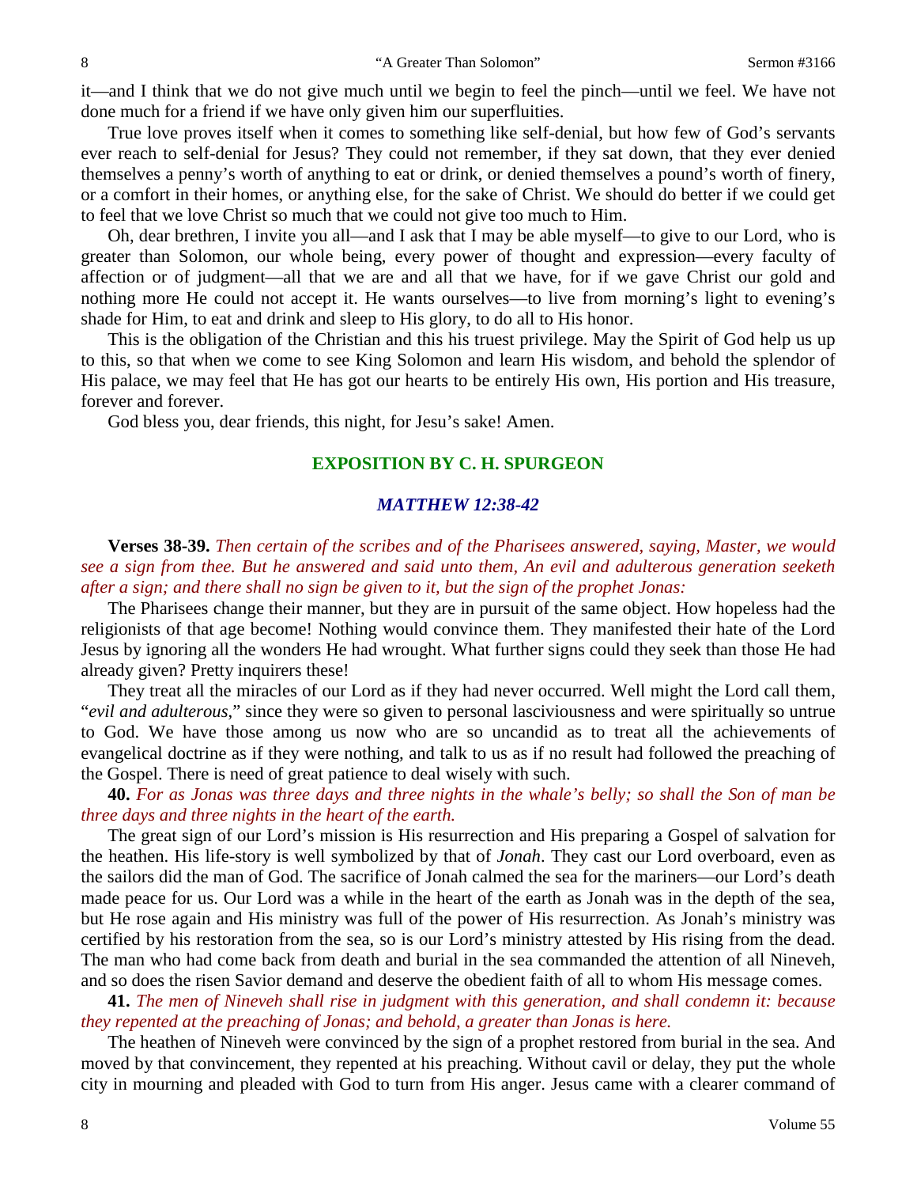it—and I think that we do not give much until we begin to feel the pinch—until we feel. We have not done much for a friend if we have only given him our superfluities.

True love proves itself when it comes to something like self-denial, but how few of God's servants ever reach to self-denial for Jesus? They could not remember, if they sat down, that they ever denied themselves a penny's worth of anything to eat or drink, or denied themselves a pound's worth of finery, or a comfort in their homes, or anything else, for the sake of Christ. We should do better if we could get to feel that we love Christ so much that we could not give too much to Him.

Oh, dear brethren, I invite you all—and I ask that I may be able myself—to give to our Lord, who is greater than Solomon, our whole being, every power of thought and expression—every faculty of affection or of judgment—all that we are and all that we have, for if we gave Christ our gold and nothing more He could not accept it. He wants ourselves—to live from morning's light to evening's shade for Him, to eat and drink and sleep to His glory, to do all to His honor.

This is the obligation of the Christian and this his truest privilege. May the Spirit of God help us up to this, so that when we come to see King Solomon and learn His wisdom, and behold the splendor of His palace, we may feel that He has got our hearts to be entirely His own, His portion and His treasure, forever and forever.

God bless you, dear friends, this night, for Jesu's sake! Amen.

## EXPOSITION BY C. H. SPURGEON

### *MATTHEW 12:38-42*

**Verses 38-39.** *Then certain of the scribes and of the Pharisees answered, saying, Master, we would see a sign from thee. But he answered and said unto them, An evil and adulterous generation seeketh after a sign; and there shall no sign be given to it, but the sign of the prophet Jonas:*

The Pharisees change their manner, but they are in pursuit of the same object. How hopeless had the religionists of that age become! Nothing would convince them. They manifested their hate of the Lord Jesus by ignoring all the wonders He had wrought. What further signs could they seek than those He had already given? Pretty inquirers these!

They treat all the miracles of our Lord as if they had never occurred. Well might the Lord call them, "*evil and adulterous*," since they were so given to personal lasciviousness and were spiritually so untrue to God. We have those among us now who are so uncandid as to treat all the achievements of evangelical doctrine as if they were nothing, and talk to us as if no result had followed the preaching of the Gospel. There is need of great patience to deal wisely with such.

**40.** *For as Jonas was three days and three nights in the whale's belly; so shall the Son of man be three days and three nights in the heart of the earth.*

The great sign of our Lord's mission is His resurrection and His preparing a Gospel of salvation for the heathen. His life-story is well symbolized by that of *Jonah*. They cast our Lord overboard, even as the sailors did the man of God. The sacrifice of Jonah calmed the sea for the mariners—our Lord's death made peace for us. Our Lord was a while in the heart of the earth as Jonah was in the depth of the sea, but He rose again and His ministry was full of the power of His resurrection. As Jonah's ministry was certified by his restoration from the sea, so is our Lord's ministry attested by His rising from the dead. The man who had come back from death and burial in the sea commanded the attention of all Nineveh, and so does the risen Savior demand and deserve the obedient faith of all to whom His message comes.

**41.** *The men of Nineveh shall rise in judgment with this generation, and shall condemn it: because they repented at the preaching of Jonas; and behold, a greater than Jonas is here.*

The heathen of Nineveh were convinced by the sign of a prophet restored from burial in the sea. And moved by that convincement, they repented at his preaching. Without cavil or delay, they put the whole city in mourning and pleaded with God to turn from His anger. Jesus came with a clearer command of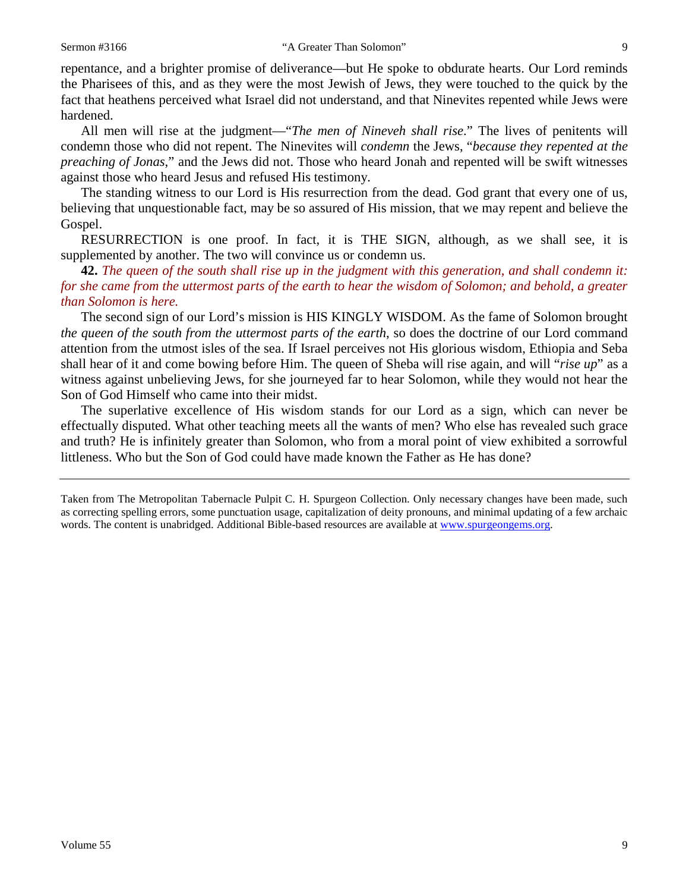repentance, and a brighter promise of deliverance—but He spoke to obdurate hearts. Our Lord reminds the Pharisees of this, and as they were the most Jewish of Jews, they were touched to the quick by the fact that heathens perceived what Israel did not understand, and that Ninevites repented while Jews were hardened.

All men will rise at the judgment—"*The men of Nineveh shall rise*." The lives of penitents will condemn those who did not repent. The Ninevites will *condemn* the Jews, "*because they repented at the preaching of Jonas*," and the Jews did not. Those who heard Jonah and repented will be swift witnesses against those who heard Jesus and refused His testimony.

The standing witness to our Lord is His resurrection from the dead. God grant that every one of us, believing that unquestionable fact, may be so assured of His mission, that we may repent and believe the Gospel.

RESURRECTION is one proof. In fact, it is THE SIGN, although, as we shall see, it is supplemented by another. The two will convince us or condemn us.

**42.** *The queen of the south shall rise up in the judgment with this generation, and shall condemn it: for she came from the uttermost parts of the earth to hear the wisdom of Solomon; and behold, a greater than Solomon is here.*

The second sign of our Lord's mission is HIS KINGLY WISDOM. As the fame of Solomon brought *the queen of the south from the uttermost parts of the earth*, so does the doctrine of our Lord command attention from the utmost isles of the sea. If Israel perceives not His glorious wisdom, Ethiopia and Seba shall hear of it and come bowing before Him. The queen of Sheba will rise again, and will "*rise up*" as a witness against unbelieving Jews, for she journeyed far to hear Solomon, while they would not hear the Son of God Himself who came into their midst.

The superlative excellence of His wisdom stands for our Lord as a sign, which can never be effectually disputed. What other teaching meets all the wants of men? Who else has revealed such grace and truth? He is infinitely greater than Solomon, who from a moral point of view exhibited a sorrowful littleness. Who but the Son of God could have made known the Father as He has done?

---

Taken from The Metropolitan Tabernacle Pulpit C. H. Spurgeon Collection. Only necessary changes have been made, such as correcting spelling errors, some punctuation usage, capitalization of deity pronouns, and minimal updating of a few archaic words. The content is unabridged. Additional Bible-based resources are available at www.spurgeongems.org.